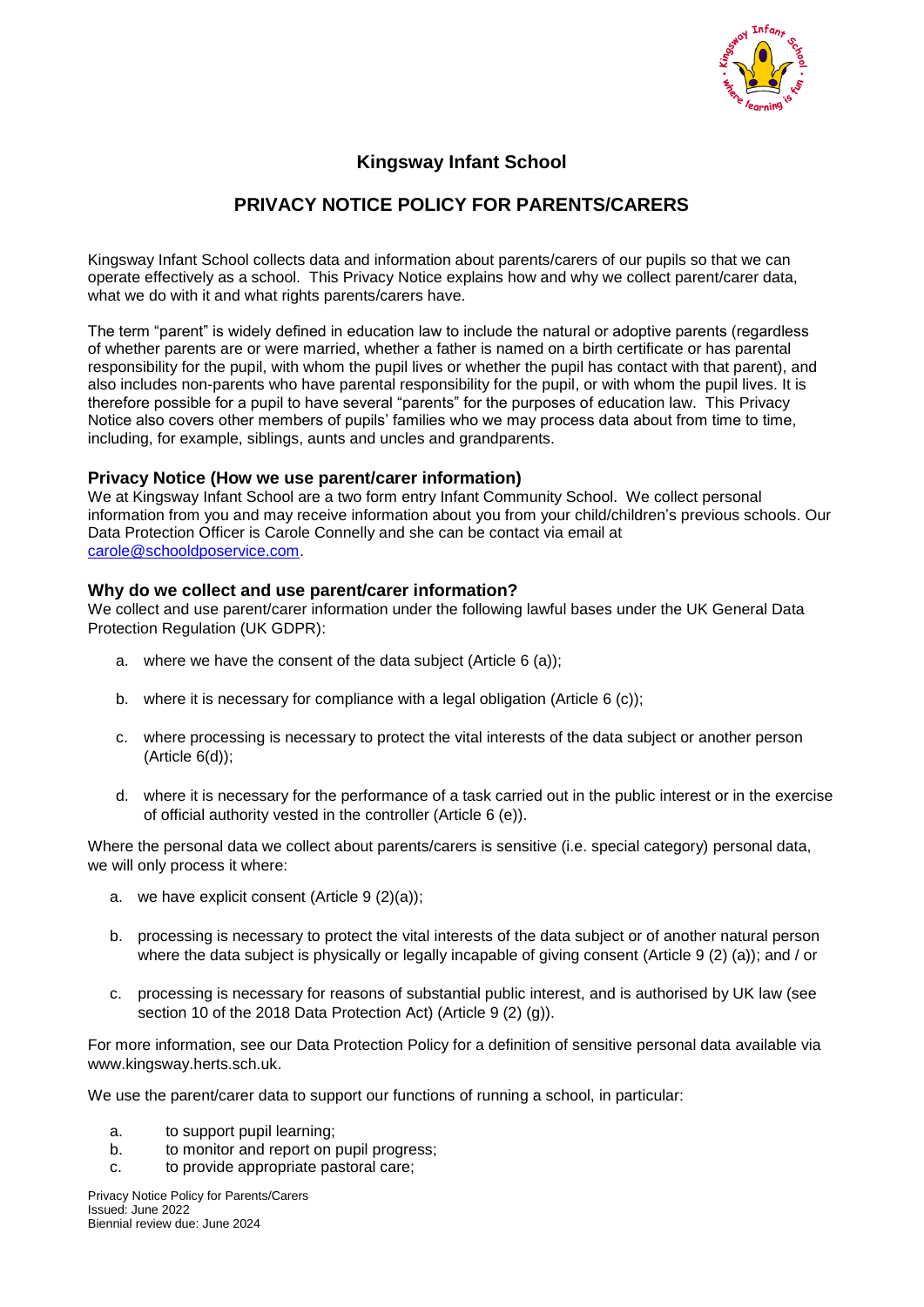# Kingsway Infant School

## PRIVACY NOTICE POLICY FOR PARENTS/CARERS

Kingsway Infant School collects data and information about parents/carers of our pupils so that we can operate effectively as a school. This Privacy Notice explains how and why we collect parent/carer data, what we do with it and what rights parents/carers have.

The term "parent" is widely defined in education law to include the natural or adoptive parents (regardless of whether parents are or were married, whether a father is named on a birth certificate or has parental responsibility for the pupil, with whom the pupil lives or whether the pupil has contact with that parent), and also includes non-parents who have parental responsibility for the pupil, or with whom the pupil lives. It is therefore possible for a pupil to have several "parents" for the purposes of education law. This Privacy Notice also covers other members of pupils' families who we may process data about from time to time, including, for example, siblings, aunts and uncles and grandparents.

### Privacy Notice (How we use parent/carer information)

We at Kingsway Infant School are a two form entry Infant Community School. We collect personal information from you and may receive information about you from your child/children's previous schools. Our Data Protection Officer is Carole Connelly and she can be contact via email at carole@schooldposervice.com.

### Why do we collect and use parent/carer information?

We collect and use parent/carer information under the following lawful bases under the UK General Data Protection Regulation (UK GDPR):

a. where we have the consent of the data subject (Article 6 (a));

b. where it is necessary for compliance with a legal obligation (Article 6 (c));

c. where processing is necessary to protect the vital interests of the data subject or another person (Article 6(d));

d. where it is necessary for the performance of a task carried out in the public interest or in the exercise of official authority vested in the controller (Article 6 (e)).

Where the personal data we collect about parents/carers is sensitive (i.e. special category) personal data, we will only process it where:

a. we have explicit consent (Article 9 (2)(a));

b. processing is necessary to protect the vital interests of the data subject or of another natural person where the data subject is physically or legally incapable of giving consent (Article 9 (2) (a)); and / or

c. processing is necessary for reasons of substantial public interest, and is authorised by UK law (see section 10 of the 2018 Data Protection Act) (Article 9 (2) (g)).

For more information, see our Data Protection Policy for a definition of sensitive personal data available via www.kingsway.herts.sch.uk.

We use the parent/carer data to support our functions of running a school, in particular:

a. to support pupil learning;
b. to monitor and report on pupil progress;
c. to provide appropriate pastoral care;

Privacy Notice Policy for Parents/Carers
Issued: June 2022
Biennial review due: June 2024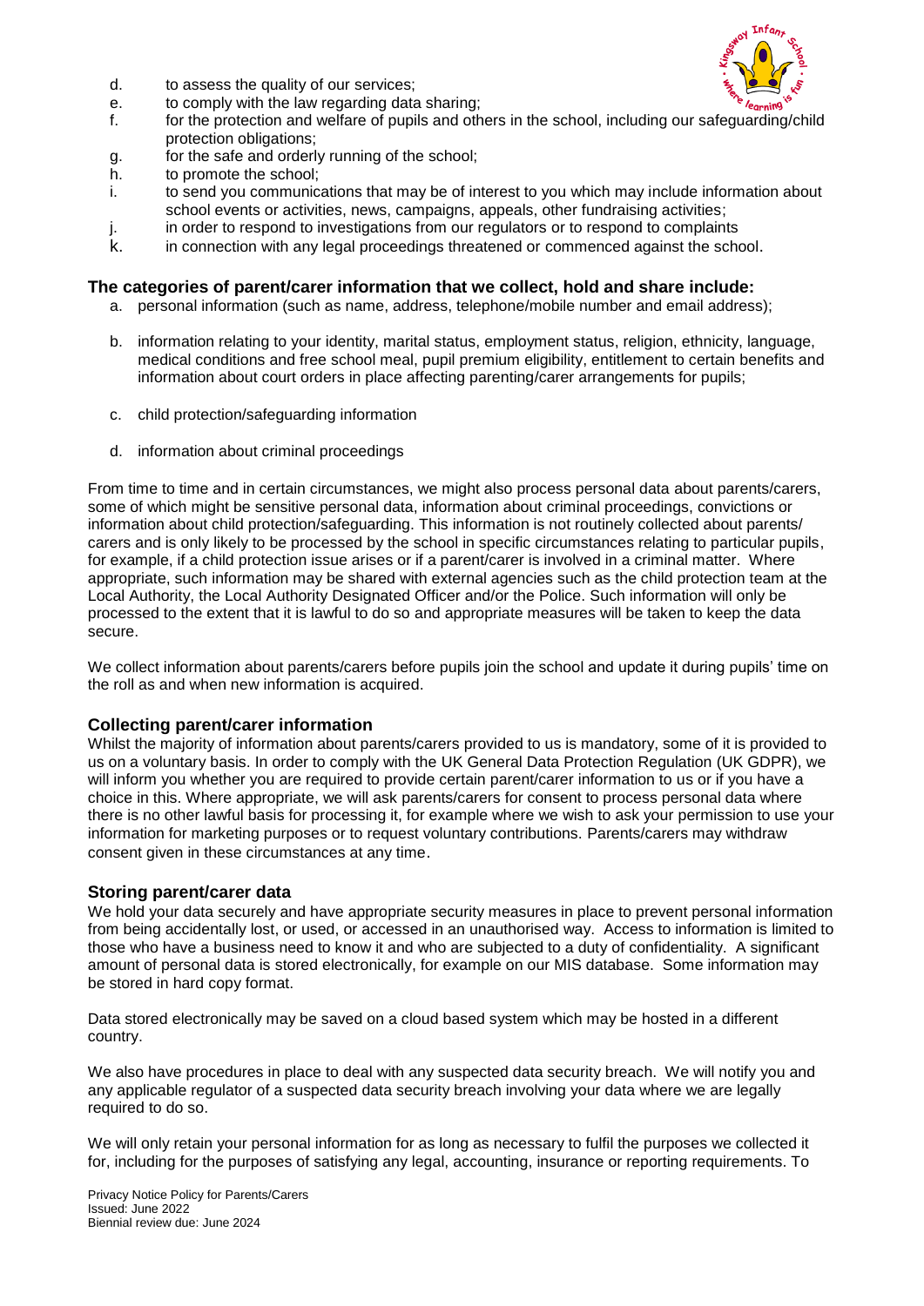d. to assess the quality of our services;
e. to comply with the law regarding data sharing;
f. for the protection and welfare of pupils and others in the school, including our safeguarding/child protection obligations;
g. for the safe and orderly running of the school;
h. to promote the school;
i. to send you communications that may be of interest to you which may include information about school events or activities, news, campaigns, appeals, other fundraising activities;
j. in order to respond to investigations from our regulators or to respond to complaints
k. in connection with any legal proceedings threatened or commenced against the school.

### The categories of parent/carer information that we collect, hold and share include:

a. personal information (such as name, address, telephone/mobile number and email address);

b. information relating to your identity, marital status, employment status, religion, ethnicity, language, medical conditions and free school meal, pupil premium eligibility, entitlement to certain benefits and information about court orders in place affecting parenting/carer arrangements for pupils;

c. child protection/safeguarding information

d. information about criminal proceedings

From time to time and in certain circumstances, we might also process personal data about parents/carers, some of which might be sensitive personal data, information about criminal proceedings, convictions or information about child protection/safeguarding. This information is not routinely collected about parents/ carers and is only likely to be processed by the school in specific circumstances relating to particular pupils, for example, if a child protection issue arises or if a parent/carer is involved in a criminal matter. Where appropriate, such information may be shared with external agencies such as the child protection team at the Local Authority, the Local Authority Designated Officer and/or the Police. Such information will only be processed to the extent that it is lawful to do so and appropriate measures will be taken to keep the data secure.

We collect information about parents/carers before pupils join the school and update it during pupils' time on the roll as and when new information is acquired.

### Collecting parent/carer information

Whilst the majority of information about parents/carers provided to us is mandatory, some of it is provided to us on a voluntary basis. In order to comply with the UK General Data Protection Regulation (UK GDPR), we will inform you whether you are required to provide certain parent/carer information to us or if you have a choice in this. Where appropriate, we will ask parents/carers for consent to process personal data where there is no other lawful basis for processing it, for example where we wish to ask your permission to use your information for marketing purposes or to request voluntary contributions. Parents/carers may withdraw consent given in these circumstances at any time.

### Storing parent/carer data

We hold your data securely and have appropriate security measures in place to prevent personal information from being accidentally lost, or used, or accessed in an unauthorised way. Access to information is limited to those who have a business need to know it and who are subjected to a duty of confidentiality. A significant amount of personal data is stored electronically, for example on our MIS database. Some information may be stored in hard copy format.

Data stored electronically may be saved on a cloud based system which may be hosted in a different country.

We also have procedures in place to deal with any suspected data security breach. We will notify you and any applicable regulator of a suspected data security breach involving your data where we are legally required to do so.

We will only retain your personal information for as long as necessary to fulfil the purposes we collected it for, including for the purposes of satisfying any legal, accounting, insurance or reporting requirements. To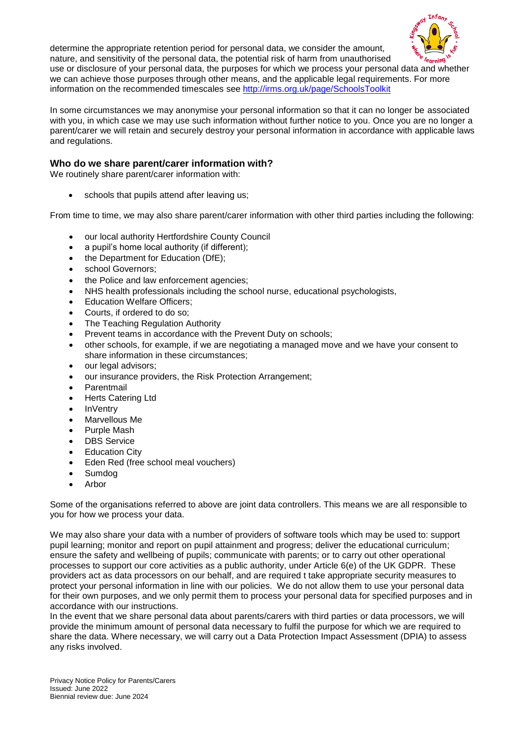determine the appropriate retention period for personal data, we consider the amount, nature, and sensitivity of the personal data, the potential risk of harm from unauthorised use or disclosure of your personal data, the purposes for which we process your personal data and whether we can achieve those purposes through other means, and the applicable legal requirements. For more information on the recommended timescales see http://irms.org.uk/page/SchoolsToolkit

In some circumstances we may anonymise your personal information so that it can no longer be associated with you, in which case we may use such information without further notice to you. Once you are no longer a parent/carer we will retain and securely destroy your personal information in accordance with applicable laws and regulations.

### Who do we share parent/carer information with?

We routinely share parent/carer information with:

- schools that pupils attend after leaving us;

From time to time, we may also share parent/carer information with other third parties including the following:

- our local authority Hertfordshire County Council
- a pupil's home local authority (if different);
- the Department for Education (DfE);
- school Governors;
- the Police and law enforcement agencies;
- NHS health professionals including the school nurse, educational psychologists,
- Education Welfare Officers;
- Courts, if ordered to do so;
- The Teaching Regulation Authority
- Prevent teams in accordance with the Prevent Duty on schools;
- other schools, for example, if we are negotiating a managed move and we have your consent to share information in these circumstances;
- our legal advisors;
- our insurance providers, the Risk Protection Arrangement;
- Parentmail
- Herts Catering Ltd
- InVentry
- Marvellous Me
- Purple Mash
- DBS Service
- Education City
- Eden Red (free school meal vouchers)
- Sumdog
- Arbor

Some of the organisations referred to above are joint data controllers. This means we are all responsible to you for how we process your data.

We may also share your data with a number of providers of software tools which may be used to: support pupil learning; monitor and report on pupil attainment and progress; deliver the educational curriculum; ensure the safety and wellbeing of pupils; communicate with parents; or to carry out other operational processes to support our core activities as a public authority, under Article 6(e) of the UK GDPR. These providers act as data processors on our behalf, and are required t take appropriate security measures to protect your personal information in line with our policies. We do not allow them to use your personal data for their own purposes, and we only permit them to process your personal data for specified purposes and in accordance with our instructions.
In the event that we share personal data about parents/carers with third parties or data processors, we will provide the minimum amount of personal data necessary to fulfil the purpose for which we are required to share the data. Where necessary, we will carry out a Data Protection Impact Assessment (DPIA) to assess any risks involved.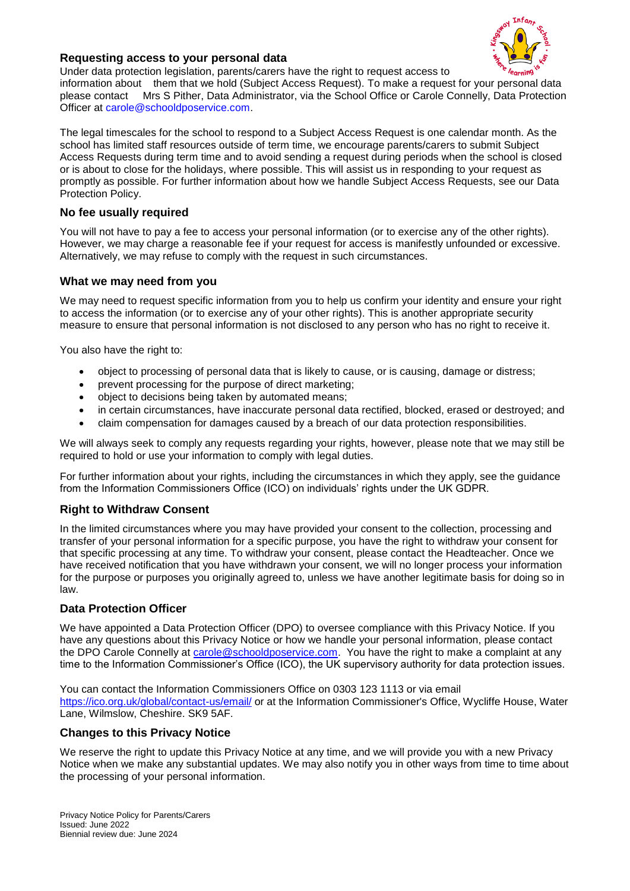## Requesting access to your personal data

Under data protection legislation, parents/carers have the right to request access to information about them that we hold (Subject Access Request). To make a request for your personal data please contact Mrs S Pither, Data Administrator, via the School Office or Carole Connelly, Data Protection Officer at carole@schooldposervice.com.

The legal timescales for the school to respond to a Subject Access Request is one calendar month. As the school has limited staff resources outside of term time, we encourage parents/carers to submit Subject Access Requests during term time and to avoid sending a request during periods when the school is closed or is about to close for the holidays, where possible. This will assist us in responding to your request as promptly as possible. For further information about how we handle Subject Access Requests, see our Data Protection Policy.

## No fee usually required

You will not have to pay a fee to access your personal information (or to exercise any of the other rights). However, we may charge a reasonable fee if your request for access is manifestly unfounded or excessive. Alternatively, we may refuse to comply with the request in such circumstances.

## What we may need from you

We may need to request specific information from you to help us confirm your identity and ensure your right to access the information (or to exercise any of your other rights). This is another appropriate security measure to ensure that personal information is not disclosed to any person who has no right to receive it.

You also have the right to:

- object to processing of personal data that is likely to cause, or is causing, damage or distress;
- prevent processing for the purpose of direct marketing;
- object to decisions being taken by automated means;
- in certain circumstances, have inaccurate personal data rectified, blocked, erased or destroyed; and
- claim compensation for damages caused by a breach of our data protection responsibilities.

We will always seek to comply any requests regarding your rights, however, please note that we may still be required to hold or use your information to comply with legal duties.

For further information about your rights, including the circumstances in which they apply, see the guidance from the Information Commissioners Office (ICO) on individuals' rights under the UK GDPR.

## Right to Withdraw Consent

In the limited circumstances where you may have provided your consent to the collection, processing and transfer of your personal information for a specific purpose, you have the right to withdraw your consent for that specific processing at any time. To withdraw your consent, please contact the Headteacher. Once we have received notification that you have withdrawn your consent, we will no longer process your information for the purpose or purposes you originally agreed to, unless we have another legitimate basis for doing so in law.

## Data Protection Officer

We have appointed a Data Protection Officer (DPO) to oversee compliance with this Privacy Notice. If you have any questions about this Privacy Notice or how we handle your personal information, please contact the DPO Carole Connelly at carole@schooldposervice.com. You have the right to make a complaint at any time to the Information Commissioner's Office (ICO), the UK supervisory authority for data protection issues.

You can contact the Information Commissioners Office on 0303 123 1113 or via email https://ico.org.uk/global/contact-us/email/ or at the Information Commissioner's Office, Wycliffe House, Water Lane, Wilmslow, Cheshire. SK9 5AF.

## Changes to this Privacy Notice

We reserve the right to update this Privacy Notice at any time, and we will provide you with a new Privacy Notice when we make any substantial updates. We may also notify you in other ways from time to time about the processing of your personal information.

Privacy Notice Policy for Parents/Carers
Issued: June 2022
Biennial review due: June 2024